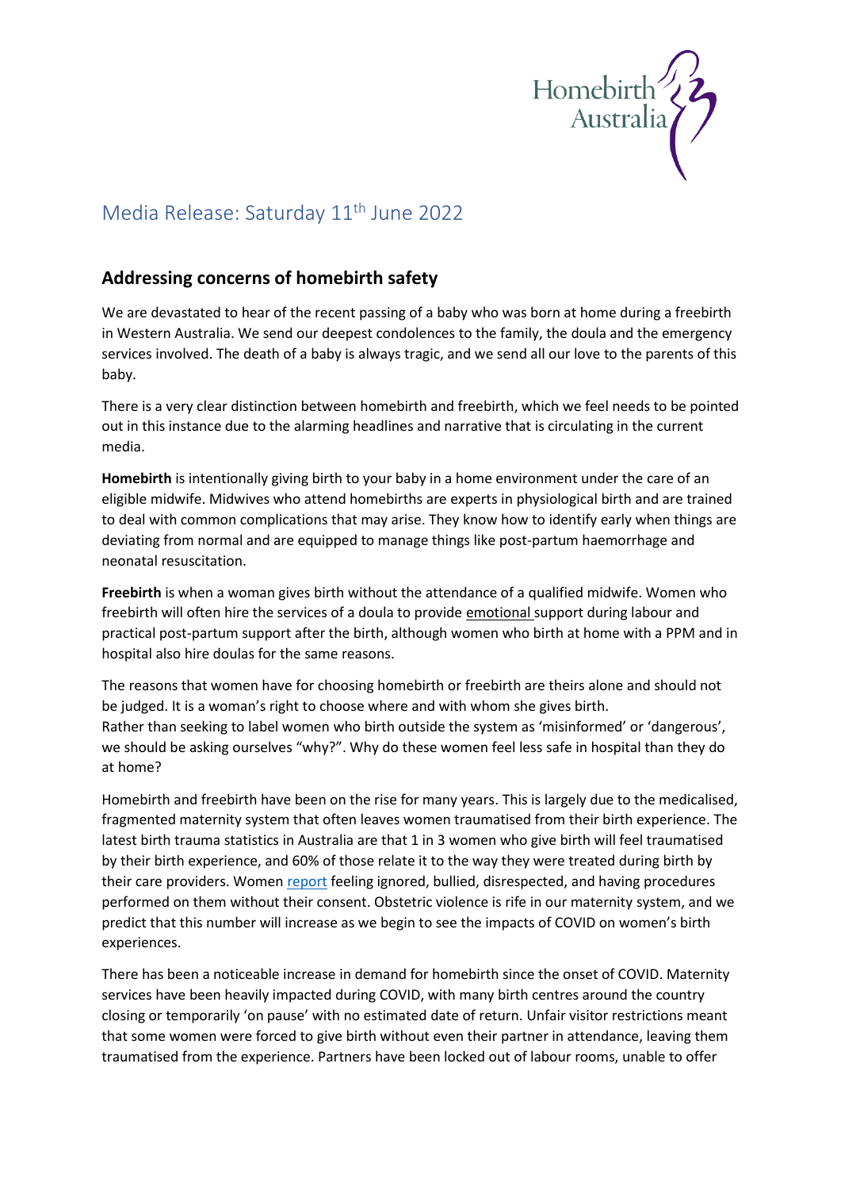# Media Release: Saturday 11th June 2022

## Addressing concerns of homebirth safety

We are devastated to hear of the recent passing of a baby who was born at home during a freebirth in Western Australia. We send our deepest condolences to the family, the doula and the emergency services involved. The death of a baby is always tragic, and we send all our love to the parents of this baby.

There is a very clear distinction between homebirth and freebirth, which we feel needs to be pointed out in this instance due to the alarming headlines and narrative that is circulating in the current media.

**Homebirth** is intentionally giving birth to your baby in a home environment under the care of an eligible midwife. Midwives who attend homebirths are experts in physiological birth and are trained to deal with common complications that may arise. They know how to identify early when things are deviating from normal and are equipped to manage things like post-partum haemorrhage and neonatal resuscitation.

**Freebirth** is when a woman gives birth without the attendance of a qualified midwife. Women who freebirth will often hire the services of a doula to provide emotional support during labour and practical post-partum support after the birth, although women who birth at home with a PPM and in hospital also hire doulas for the same reasons.

The reasons that women have for choosing homebirth or freebirth are theirs alone and should not be judged. It is a woman's right to choose where and with whom she gives birth.
Rather than seeking to label women who birth outside the system as 'misinformed' or 'dangerous', we should be asking ourselves "why?". Why do these women feel less safe in hospital than they do at home?

Homebirth and freebirth have been on the rise for many years. This is largely due to the medicalised, fragmented maternity system that often leaves women traumatised from their birth experience. The latest birth trauma statistics in Australia are that 1 in 3 women who give birth will feel traumatised by their birth experience, and 60% of those relate it to the way they were treated during birth by their care providers. Women report feeling ignored, bullied, disrespected, and having procedures performed on them without their consent. Obstetric violence is rife in our maternity system, and we predict that this number will increase as we begin to see the impacts of COVID on women's birth experiences.

There has been a noticeable increase in demand for homebirth since the onset of COVID. Maternity services have been heavily impacted during COVID, with many birth centres around the country closing or temporarily 'on pause' with no estimated date of return. Unfair visitor restrictions meant that some women were forced to give birth without even their partner in attendance, leaving them traumatised from the experience. Partners have been locked out of labour rooms, unable to offer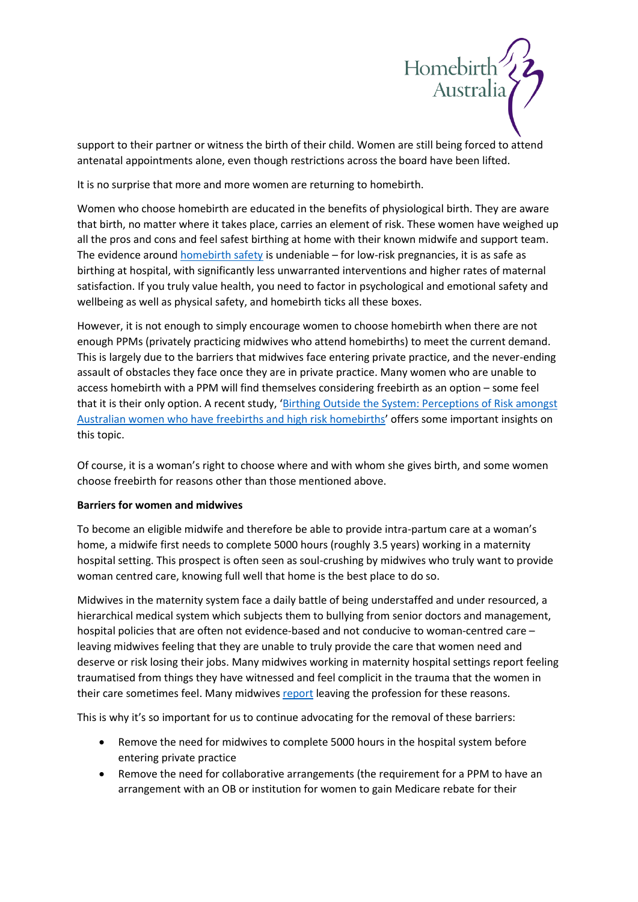support to their partner or witness the birth of their child. Women are still being forced to attend antenatal appointments alone, even though restrictions across the board have been lifted.

It is no surprise that more and more women are returning to homebirth.

Women who choose homebirth are educated in the benefits of physiological birth. They are aware that birth, no matter where it takes place, carries an element of risk. These women have weighed up all the pros and cons and feel safest birthing at home with their known midwife and support team. The evidence around homebirth safety is undeniable – for low-risk pregnancies, it is as safe as birthing at hospital, with significantly less unwarranted interventions and higher rates of maternal satisfaction. If you truly value health, you need to factor in psychological and emotional safety and wellbeing as well as physical safety, and homebirth ticks all these boxes.

However, it is not enough to simply encourage women to choose homebirth when there are not enough PPMs (privately practicing midwives who attend homebirths) to meet the current demand. This is largely due to the barriers that midwives face entering private practice, and the never-ending assault of obstacles they face once they are in private practice. Many women who are unable to access homebirth with a PPM will find themselves considering freebirth as an option – some feel that it is their only option. A recent study, 'Birthing Outside the System: Perceptions of Risk amongst Australian women who have freebirths and high risk homebirths' offers some important insights on this topic.

Of course, it is a woman's right to choose where and with whom she gives birth, and some women choose freebirth for reasons other than those mentioned above.

**Barriers for women and midwives**

To become an eligible midwife and therefore be able to provide intra-partum care at a woman's home, a midwife first needs to complete 5000 hours (roughly 3.5 years) working in a maternity hospital setting. This prospect is often seen as soul-crushing by midwives who truly want to provide woman centred care, knowing full well that home is the best place to do so.

Midwives in the maternity system face a daily battle of being understaffed and under resourced, a hierarchical medical system which subjects them to bullying from senior doctors and management, hospital policies that are often not evidence-based and not conducive to woman-centred care – leaving midwives feeling that they are unable to truly provide the care that women need and deserve or risk losing their jobs. Many midwives working in maternity hospital settings report feeling traumatised from things they have witnessed and feel complicit in the trauma that the women in their care sometimes feel. Many midwives report leaving the profession for these reasons.

This is why it's so important for us to continue advocating for the removal of these barriers:

- Remove the need for midwives to complete 5000 hours in the hospital system before entering private practice
- Remove the need for collaborative arrangements (the requirement for a PPM to have an arrangement with an OB or institution for women to gain Medicare rebate for their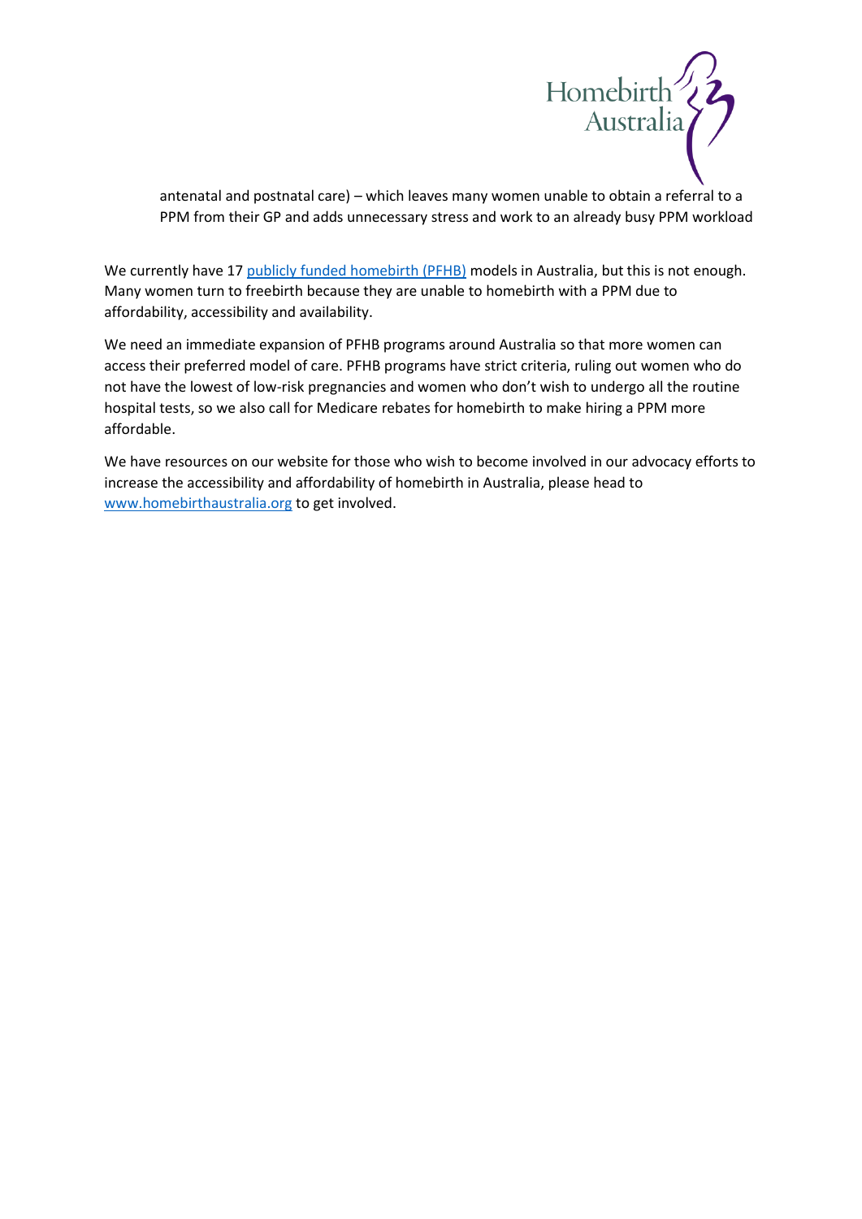antenatal and postnatal care) – which leaves many women unable to obtain a referral to a PPM from their GP and adds unnecessary stress and work to an already busy PPM workload

We currently have 17 [publicly funded homebirth (PFHB)]() models in Australia, but this is not enough. Many women turn to freebirth because they are unable to homebirth with a PPM due to affordability, accessibility and availability.

We need an immediate expansion of PFHB programs around Australia so that more women can access their preferred model of care. PFHB programs have strict criteria, ruling out women who do not have the lowest of low-risk pregnancies and women who don't wish to undergo all the routine hospital tests, so we also call for Medicare rebates for homebirth to make hiring a PPM more affordable.

We have resources on our website for those who wish to become involved in our advocacy efforts to increase the accessibility and affordability of homebirth in Australia, please head to [www.homebirthaustralia.org](http://www.homebirthaustralia.org) to get involved.